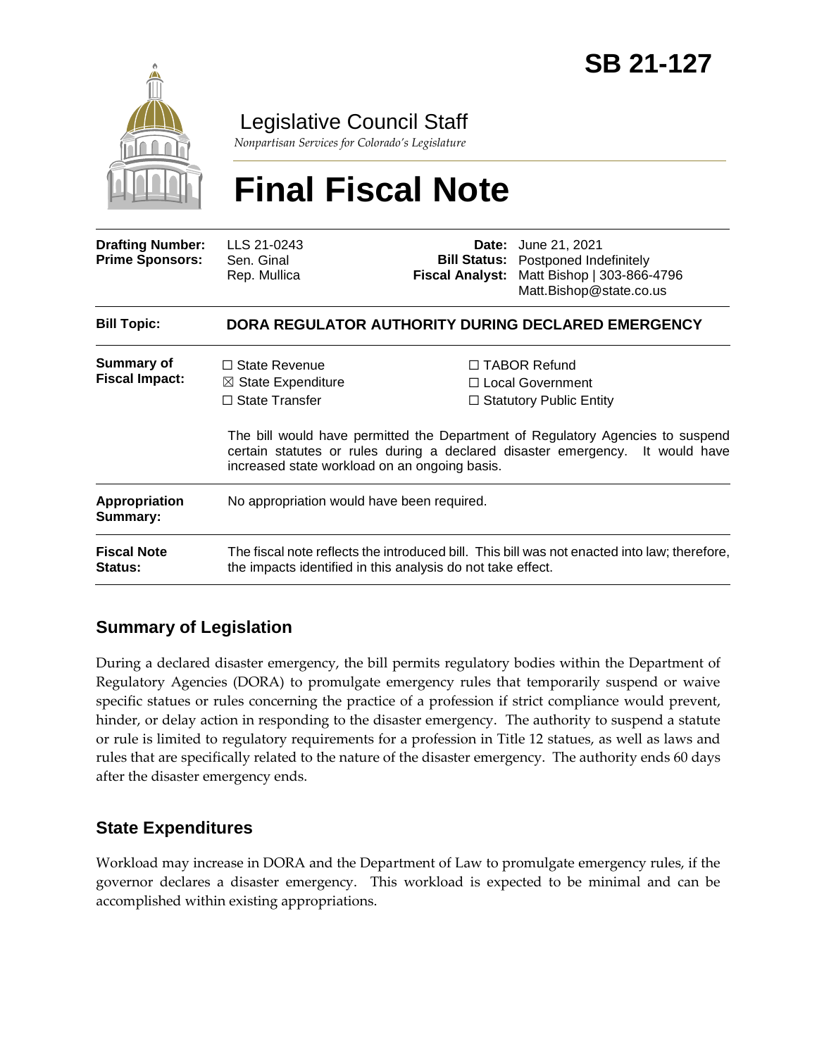# SB 21-127

Legislative Council Staff

*Nonpartisan Services for Colorado's Legislature*

# Final Fiscal Note

| | | | |
|---|---|---|---|
| **Drafting Number:** | LLS 21-0243 | **Date:** | June 21, 2021 |
| **Prime Sponsors:** | Sen. Ginal<br>Rep. Mullica | **Bill Status:** | Postponed Indefinitely |
| | | **Fiscal Analyst:** | Matt Bishop \| 303-866-4796<br>Matt.Bishop@state.co.us |

| | |
|---|---|
| **Bill Topic:** | **DORA REGULATOR AUTHORITY DURING DECLARED EMERGENCY** |
| **Summary of Fiscal Impact:** | ☐ State Revenue<br>☒ State Expenditure<br>☐ State Transfer<br>☐ TABOR Refund<br>☐ Local Government<br>☐ Statutory Public Entity<br><br>The bill would have permitted the Department of Regulatory Agencies to suspend certain statutes or rules during a declared disaster emergency. It would have increased state workload on an ongoing basis. |
| **Appropriation Summary:** | No appropriation would have been required. |
| **Fiscal Note Status:** | The fiscal note reflects the introduced bill. This bill was not enacted into law; therefore, the impacts identified in this analysis do not take effect. |

## Summary of Legislation

During a declared disaster emergency, the bill permits regulatory bodies within the Department of Regulatory Agencies (DORA) to promulgate emergency rules that temporarily suspend or waive specific statues or rules concerning the practice of a profession if strict compliance would prevent, hinder, or delay action in responding to the disaster emergency. The authority to suspend a statute or rule is limited to regulatory requirements for a profession in Title 12 statues, as well as laws and rules that are specifically related to the nature of the disaster emergency. The authority ends 60 days after the disaster emergency ends.

## State Expenditures

Workload may increase in DORA and the Department of Law to promulgate emergency rules, if the governor declares a disaster emergency. This workload is expected to be minimal and can be accomplished within existing appropriations.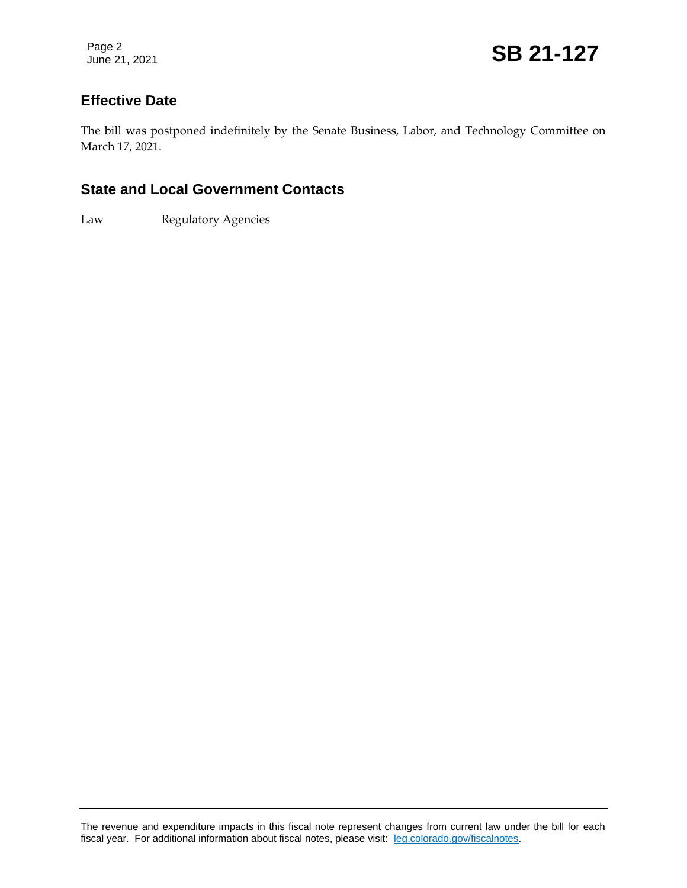## Effective Date

The bill was postponed indefinitely by the Senate Business, Labor, and Technology Committee on March 17, 2021.

## State and Local Government Contacts

Law Regulatory Agencies

The revenue and expenditure impacts in this fiscal note represent changes from current law under the bill for each fiscal year. For additional information about fiscal notes, please visit: leg.colorado.gov/fiscalnotes.